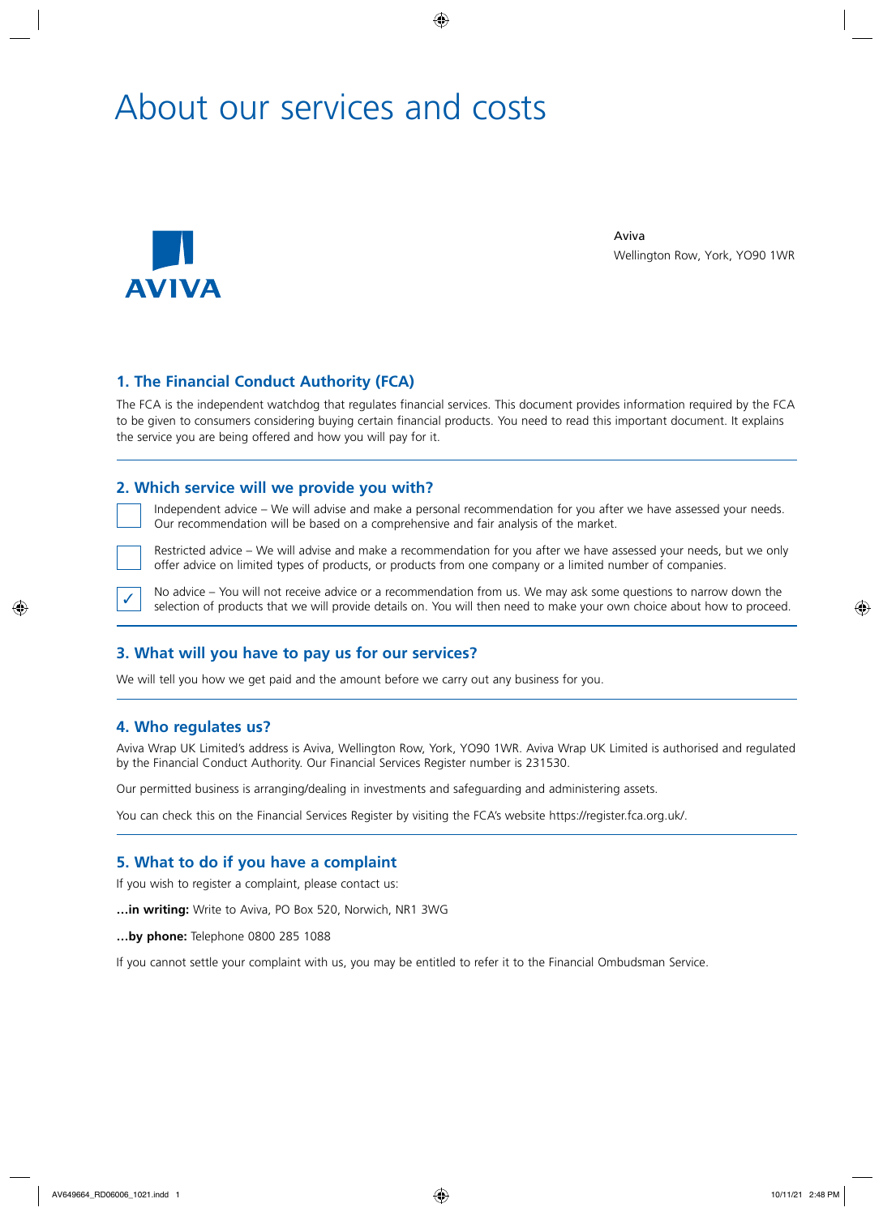# About our services and costs

AVIVA

Aviva
Wellington Row, York, YO90 1WR

## 1. The Financial Conduct Authority (FCA)

The FCA is the independent watchdog that regulates financial services. This document provides information required by the FCA to be given to consumers considering buying certain financial products. You need to read this important document. It explains the service you are being offered and how you will pay for it.

## 2. Which service will we provide you with?

- [ ] Independent advice – We will advise and make a personal recommendation for you after we have assessed your needs. Our recommendation will be based on a comprehensive and fair analysis of the market.
- [ ] Restricted advice – We will advise and make a recommendation for you after we have assessed your needs, but we only offer advice on limited types of products, or products from one company or a limited number of companies.
- [x] No advice – You will not receive advice or a recommendation from us. We may ask some questions to narrow down the selection of products that we will provide details on. You will then need to make your own choice about how to proceed.

## 3. What will you have to pay us for our services?

We will tell you how we get paid and the amount before we carry out any business for you.

## 4. Who regulates us?

Aviva Wrap UK Limited's address is Aviva, Wellington Row, York, YO90 1WR. Aviva Wrap UK Limited is authorised and regulated by the Financial Conduct Authority. Our Financial Services Register number is 231530.

Our permitted business is arranging/dealing in investments and safeguarding and administering assets.

You can check this on the Financial Services Register by visiting the FCA's website https://register.fca.org.uk/.

## 5. What to do if you have a complaint

If you wish to register a complaint, please contact us:

**...in writing:** Write to Aviva, PO Box 520, Norwich, NR1 3WG

**...by phone:** Telephone 0800 285 1088

If you cannot settle your complaint with us, you may be entitled to refer it to the Financial Ombudsman Service.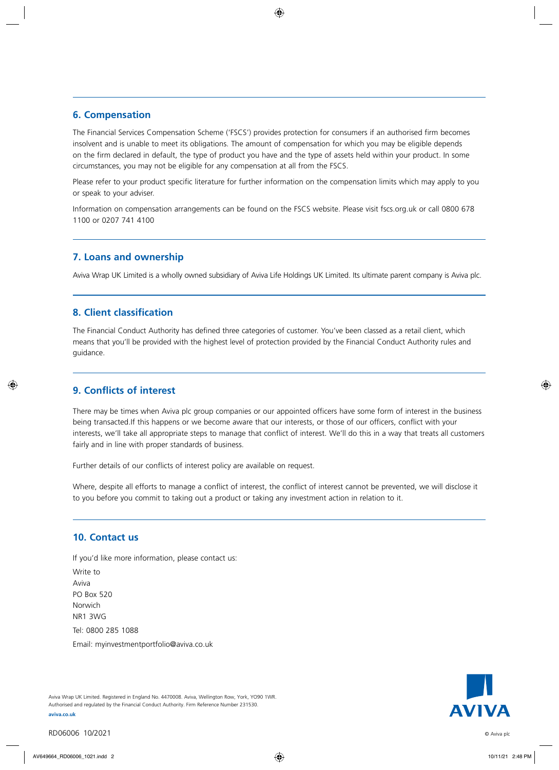## 6. Compensation

The Financial Services Compensation Scheme ('FSCS') provides protection for consumers if an authorised firm becomes insolvent and is unable to meet its obligations. The amount of compensation for which you may be eligible depends on the firm declared in default, the type of product you have and the type of assets held within your product. In some circumstances, you may not be eligible for any compensation at all from the FSCS.

Please refer to your product specific literature for further information on the compensation limits which may apply to you or speak to your adviser.

Information on compensation arrangements can be found on the FSCS website. Please visit fscs.org.uk or call 0800 678 1100 or 0207 741 4100

## 7. Loans and ownership

Aviva Wrap UK Limited is a wholly owned subsidiary of Aviva Life Holdings UK Limited. Its ultimate parent company is Aviva plc.

## 8. Client classification

The Financial Conduct Authority has defined three categories of customer. You've been classed as a retail client, which means that you'll be provided with the highest level of protection provided by the Financial Conduct Authority rules and guidance.

## 9. Conflicts of interest

There may be times when Aviva plc group companies or our appointed officers have some form of interest in the business being transacted.If this happens or we become aware that our interests, or those of our officers, conflict with your interests, we'll take all appropriate steps to manage that conflict of interest. We'll do this in a way that treats all customers fairly and in line with proper standards of business.

Further details of our conflicts of interest policy are available on request.

Where, despite all efforts to manage a conflict of interest, the conflict of interest cannot be prevented, we will disclose it to you before you commit to taking out a product or taking any investment action in relation to it.

## 10. Contact us

If you'd like more information, please contact us:

Write to
Aviva
PO Box 520
Norwich
NR1 3WG

Tel: 0800 285 1088

Email: myinvestmentportfolio@aviva.co.uk

Aviva Wrap UK Limited. Registered in England No. 4470008. Aviva, Wellington Row, York, YO90 1WR.
Authorised and regulated by the Financial Conduct Authority. Firm Reference Number 231530.
**aviva.co.uk**

RD06006 10/2021

© Aviva plc